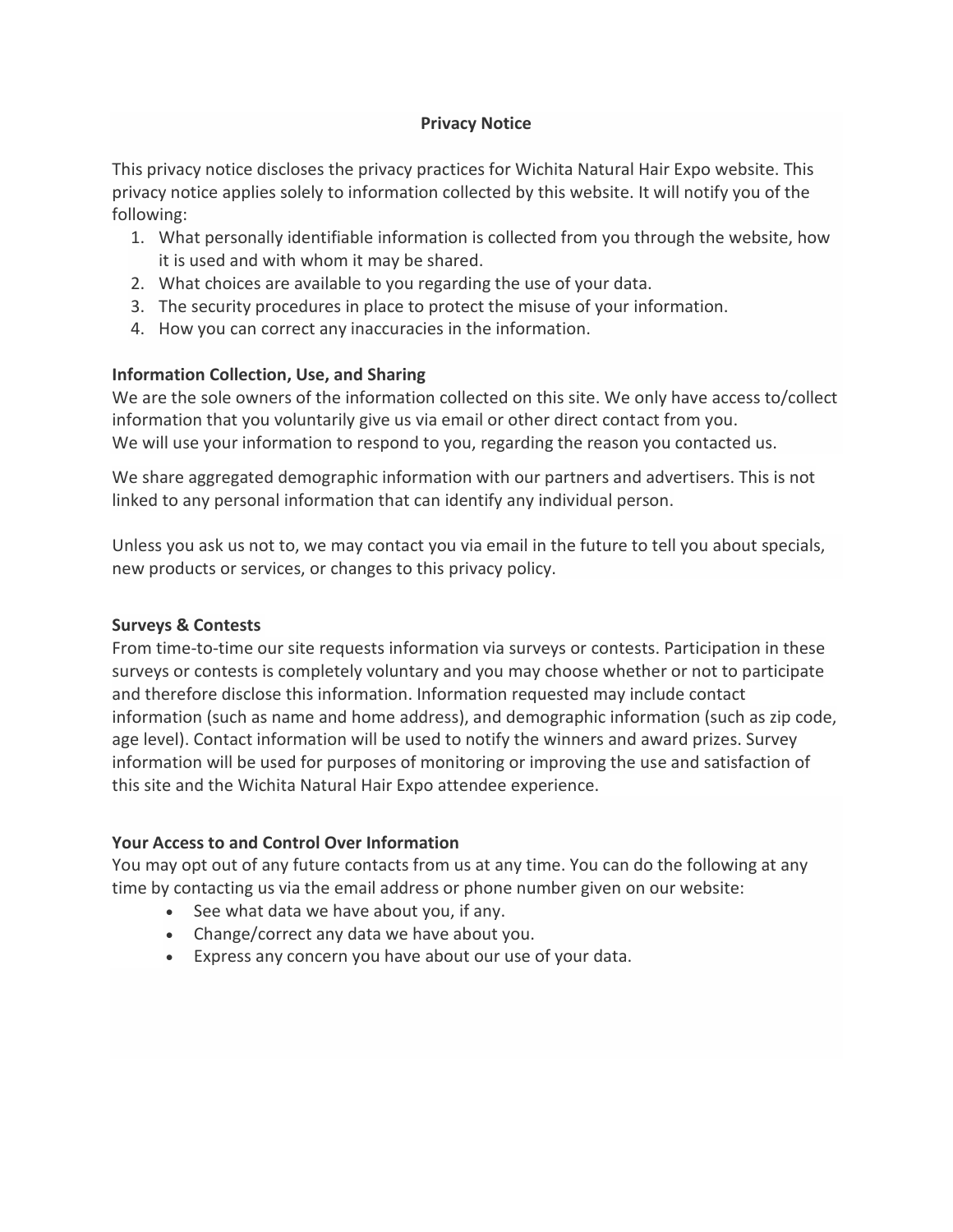# Privacy Notice

This privacy notice discloses the privacy practices for Wichita Natural Hair Expo website. This privacy notice applies solely to information collected by this website. It will notify you of the following:

1. What personally identifiable information is collected from you through the website, how it is used and with whom it may be shared.
2. What choices are available to you regarding the use of your data.
3. The security procedures in place to protect the misuse of your information.
4. How you can correct any inaccuracies in the information.

## Information Collection, Use, and Sharing

We are the sole owners of the information collected on this site. We only have access to/collect information that you voluntarily give us via email or other direct contact from you. We will use your information to respond to you, regarding the reason you contacted us.

We share aggregated demographic information with our partners and advertisers. This is not linked to any personal information that can identify any individual person.

Unless you ask us not to, we may contact you via email in the future to tell you about specials, new products or services, or changes to this privacy policy.

## Surveys & Contests

From time-to-time our site requests information via surveys or contests. Participation in these surveys or contests is completely voluntary and you may choose whether or not to participate and therefore disclose this information. Information requested may include contact information (such as name and home address), and demographic information (such as zip code, age level). Contact information will be used to notify the winners and award prizes. Survey information will be used for purposes of monitoring or improving the use and satisfaction of this site and the Wichita Natural Hair Expo attendee experience.

## Your Access to and Control Over Information

You may opt out of any future contacts from us at any time. You can do the following at any time by contacting us via the email address or phone number given on our website:

- See what data we have about you, if any.
- Change/correct any data we have about you.
- Express any concern you have about our use of your data.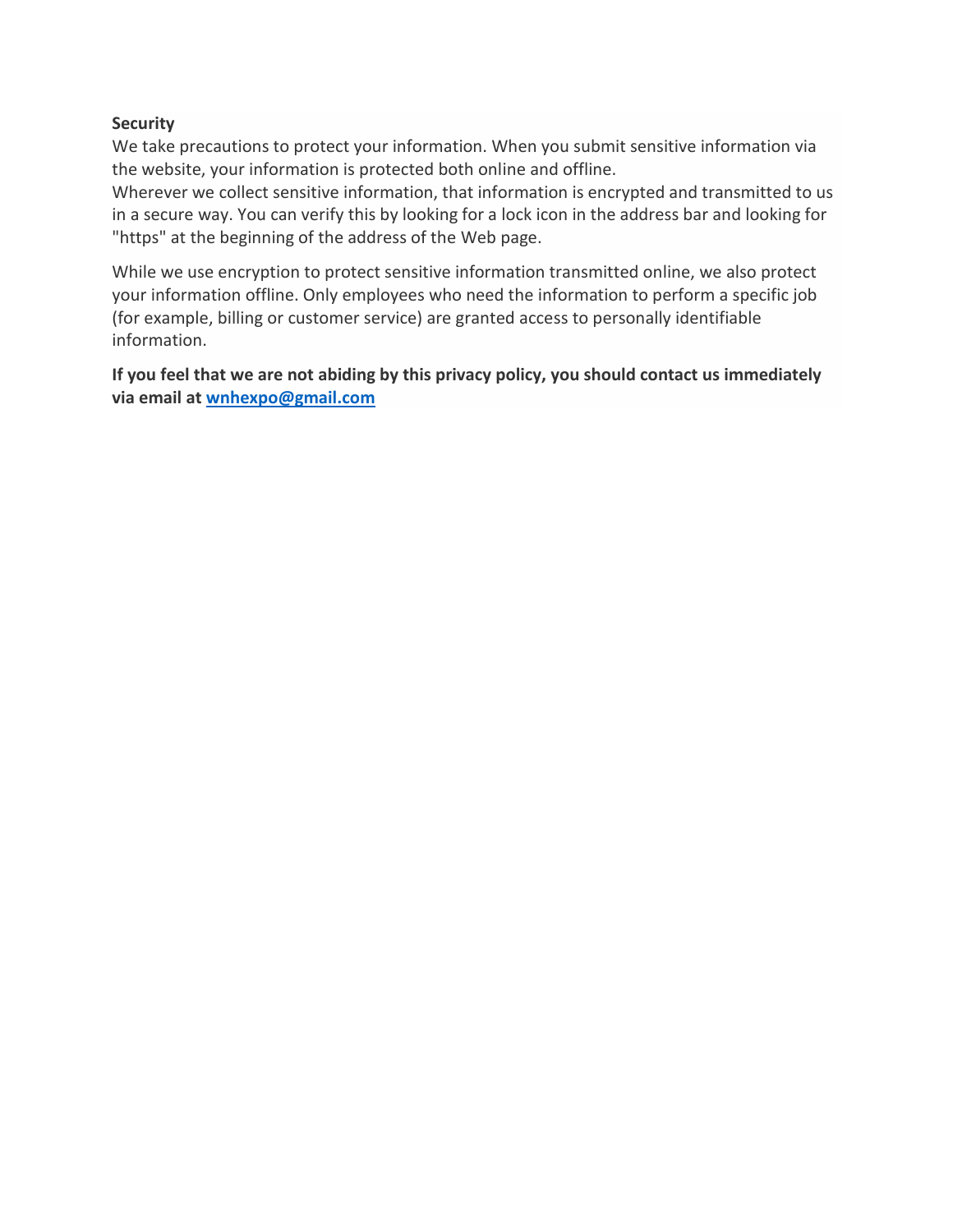**Security**

We take precautions to protect your information. When you submit sensitive information via the website, your information is protected both online and offline.

Wherever we collect sensitive information, that information is encrypted and transmitted to us in a secure way. You can verify this by looking for a lock icon in the address bar and looking for "https" at the beginning of the address of the Web page.

While we use encryption to protect sensitive information transmitted online, we also protect your information offline. Only employees who need the information to perform a specific job (for example, billing or customer service) are granted access to personally identifiable information.

**If you feel that we are not abiding by this privacy policy, you should contact us immediately via email at wnhexpo@gmail.com**